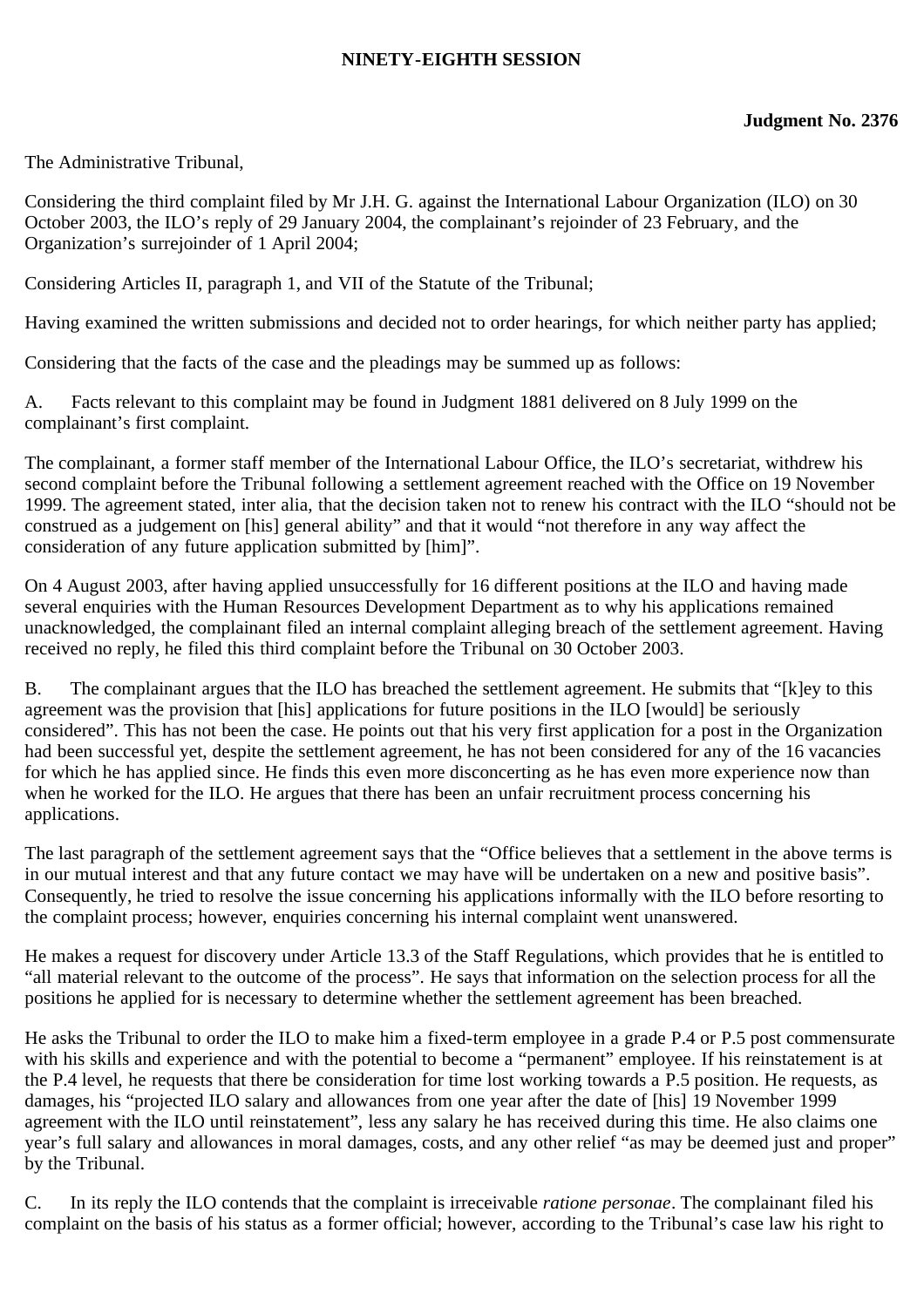**NINETY-EIGHTH SESSION**

**Judgment No. 2376**

The Administrative Tribunal,

Considering the third complaint filed by Mr J.H. G. against the International Labour Organization (ILO) on 30 October 2003, the ILO's reply of 29 January 2004, the complainant's rejoinder of 23 February, and the Organization's surrejoinder of 1 April 2004;

Considering Articles II, paragraph 1, and VII of the Statute of the Tribunal;

Having examined the written submissions and decided not to order hearings, for which neither party has applied;

Considering that the facts of the case and the pleadings may be summed up as follows:

A. Facts relevant to this complaint may be found in Judgment 1881 delivered on 8 July 1999 on the complainant's first complaint.

The complainant, a former staff member of the International Labour Office, the ILO's secretariat, withdrew his second complaint before the Tribunal following a settlement agreement reached with the Office on 19 November 1999. The agreement stated, inter alia, that the decision taken not to renew his contract with the ILO "should not be construed as a judgement on [his] general ability" and that it would "not therefore in any way affect the consideration of any future application submitted by [him]".

On 4 August 2003, after having applied unsuccessfully for 16 different positions at the ILO and having made several enquiries with the Human Resources Development Department as to why his applications remained unacknowledged, the complainant filed an internal complaint alleging breach of the settlement agreement. Having received no reply, he filed this third complaint before the Tribunal on 30 October 2003.

B. The complainant argues that the ILO has breached the settlement agreement. He submits that "[k]ey to this agreement was the provision that [his] applications for future positions in the ILO [would] be seriously considered". This has not been the case. He points out that his very first application for a post in the Organization had been successful yet, despite the settlement agreement, he has not been considered for any of the 16 vacancies for which he has applied since. He finds this even more disconcerting as he has even more experience now than when he worked for the ILO. He argues that there has been an unfair recruitment process concerning his applications.

The last paragraph of the settlement agreement says that the "Office believes that a settlement in the above terms is in our mutual interest and that any future contact we may have will be undertaken on a new and positive basis". Consequently, he tried to resolve the issue concerning his applications informally with the ILO before resorting to the complaint process; however, enquiries concerning his internal complaint went unanswered.

He makes a request for discovery under Article 13.3 of the Staff Regulations, which provides that he is entitled to "all material relevant to the outcome of the process". He says that information on the selection process for all the positions he applied for is necessary to determine whether the settlement agreement has been breached.

He asks the Tribunal to order the ILO to make him a fixed-term employee in a grade P.4 or P.5 post commensurate with his skills and experience and with the potential to become a "permanent" employee. If his reinstatement is at the P.4 level, he requests that there be consideration for time lost working towards a P.5 position. He requests, as damages, his "projected ILO salary and allowances from one year after the date of [his] 19 November 1999 agreement with the ILO until reinstatement", less any salary he has received during this time. He also claims one year's full salary and allowances in moral damages, costs, and any other relief "as may be deemed just and proper" by the Tribunal.

C. In its reply the ILO contends that the complaint is irreceivable *ratione personae*. The complainant filed his complaint on the basis of his status as a former official; however, according to the Tribunal's case law his right to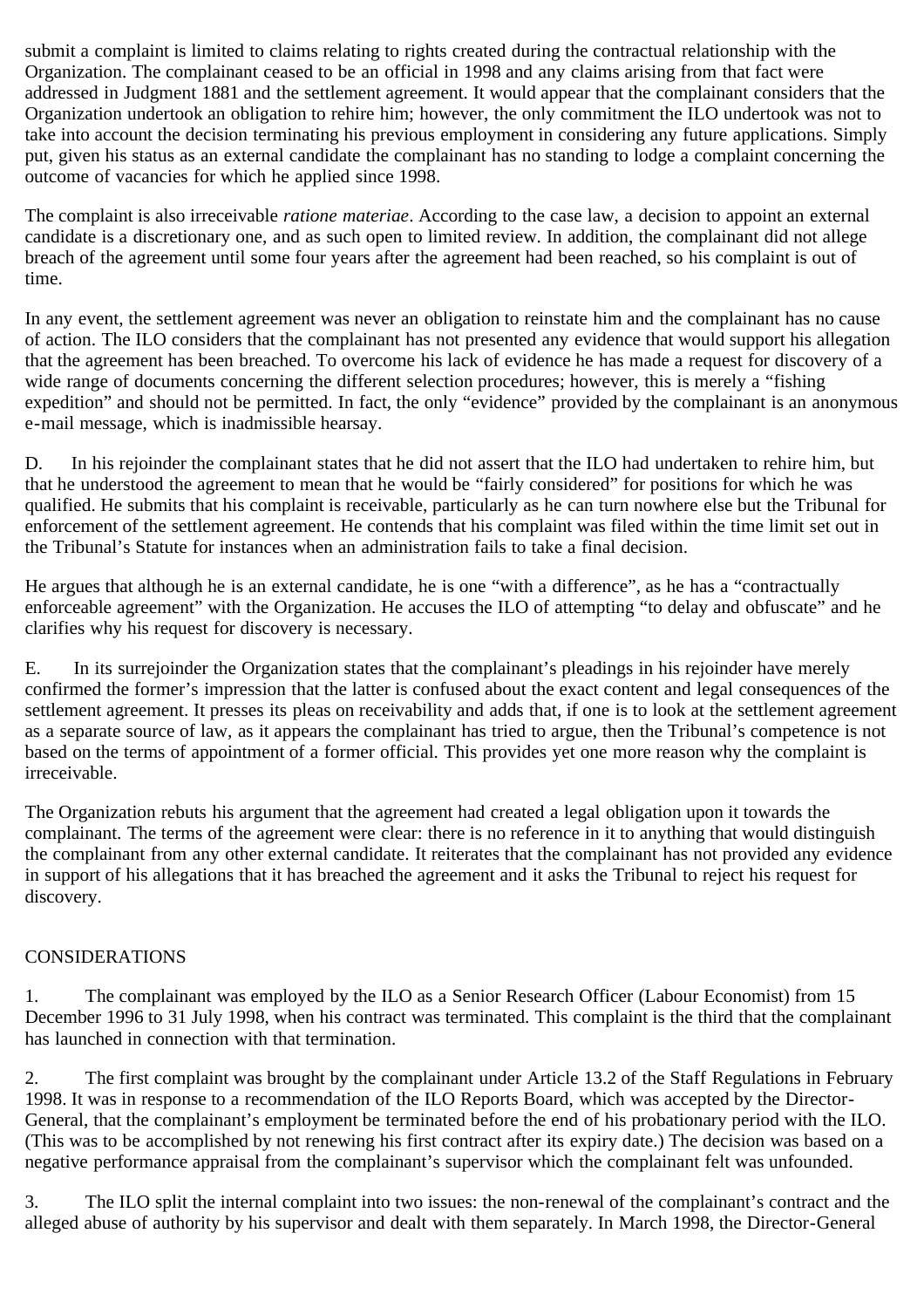submit a complaint is limited to claims relating to rights created during the contractual relationship with the Organization. The complainant ceased to be an official in 1998 and any claims arising from that fact were addressed in Judgment 1881 and the settlement agreement. It would appear that the complainant considers that the Organization undertook an obligation to rehire him; however, the only commitment the ILO undertook was not to take into account the decision terminating his previous employment in considering any future applications. Simply put, given his status as an external candidate the complainant has no standing to lodge a complaint concerning the outcome of vacancies for which he applied since 1998.

The complaint is also irreceivable *ratione materiae*. According to the case law, a decision to appoint an external candidate is a discretionary one, and as such open to limited review. In addition, the complainant did not allege breach of the agreement until some four years after the agreement had been reached, so his complaint is out of time.

In any event, the settlement agreement was never an obligation to reinstate him and the complainant has no cause of action. The ILO considers that the complainant has not presented any evidence that would support his allegation that the agreement has been breached. To overcome his lack of evidence he has made a request for discovery of a wide range of documents concerning the different selection procedures; however, this is merely a "fishing expedition" and should not be permitted. In fact, the only "evidence" provided by the complainant is an anonymous e-mail message, which is inadmissible hearsay.

D. In his rejoinder the complainant states that he did not assert that the ILO had undertaken to rehire him, but that he understood the agreement to mean that he would be "fairly considered" for positions for which he was qualified. He submits that his complaint is receivable, particularly as he can turn nowhere else but the Tribunal for enforcement of the settlement agreement. He contends that his complaint was filed within the time limit set out in the Tribunal's Statute for instances when an administration fails to take a final decision.

He argues that although he is an external candidate, he is one "with a difference", as he has a "contractually enforceable agreement" with the Organization. He accuses the ILO of attempting "to delay and obfuscate" and he clarifies why his request for discovery is necessary.

E. In its surrejoinder the Organization states that the complainant's pleadings in his rejoinder have merely confirmed the former's impression that the latter is confused about the exact content and legal consequences of the settlement agreement. It presses its pleas on receivability and adds that, if one is to look at the settlement agreement as a separate source of law, as it appears the complainant has tried to argue, then the Tribunal's competence is not based on the terms of appointment of a former official. This provides yet one more reason why the complaint is irreceivable.

The Organization rebuts his argument that the agreement had created a legal obligation upon it towards the complainant. The terms of the agreement were clear: there is no reference in it to anything that would distinguish the complainant from any other external candidate. It reiterates that the complainant has not provided any evidence in support of his allegations that it has breached the agreement and it asks the Tribunal to reject his request for discovery.

## CONSIDERATIONS

1. The complainant was employed by the ILO as a Senior Research Officer (Labour Economist) from 15 December 1996 to 31 July 1998, when his contract was terminated. This complaint is the third that the complainant has launched in connection with that termination.

2. The first complaint was brought by the complainant under Article 13.2 of the Staff Regulations in February 1998. It was in response to a recommendation of the ILO Reports Board, which was accepted by the Director-General, that the complainant's employment be terminated before the end of his probationary period with the ILO. (This was to be accomplished by not renewing his first contract after its expiry date.) The decision was based on a negative performance appraisal from the complainant's supervisor which the complainant felt was unfounded.

3. The ILO split the internal complaint into two issues: the non-renewal of the complainant's contract and the alleged abuse of authority by his supervisor and dealt with them separately. In March 1998, the Director-General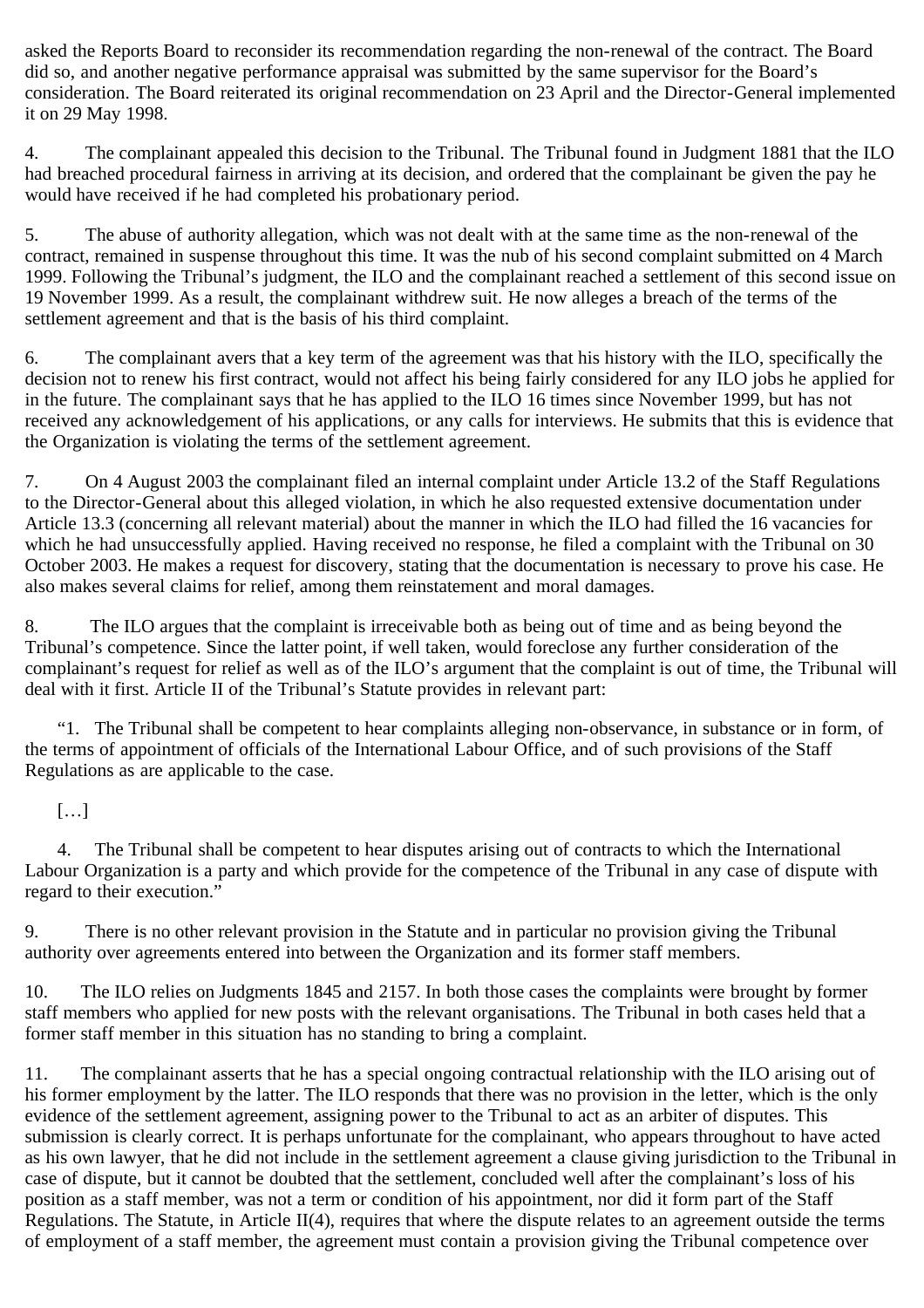asked the Reports Board to reconsider its recommendation regarding the non-renewal of the contract. The Board did so, and another negative performance appraisal was submitted by the same supervisor for the Board's consideration. The Board reiterated its original recommendation on 23 April and the Director-General implemented it on 29 May 1998.

4. The complainant appealed this decision to the Tribunal. The Tribunal found in Judgment 1881 that the ILO had breached procedural fairness in arriving at its decision, and ordered that the complainant be given the pay he would have received if he had completed his probationary period.

5. The abuse of authority allegation, which was not dealt with at the same time as the non-renewal of the contract, remained in suspense throughout this time. It was the nub of his second complaint submitted on 4 March 1999. Following the Tribunal's judgment, the ILO and the complainant reached a settlement of this second issue on 19 November 1999. As a result, the complainant withdrew suit. He now alleges a breach of the terms of the settlement agreement and that is the basis of his third complaint.

6. The complainant avers that a key term of the agreement was that his history with the ILO, specifically the decision not to renew his first contract, would not affect his being fairly considered for any ILO jobs he applied for in the future. The complainant says that he has applied to the ILO 16 times since November 1999, but has not received any acknowledgement of his applications, or any calls for interviews. He submits that this is evidence that the Organization is violating the terms of the settlement agreement.

7. On 4 August 2003 the complainant filed an internal complaint under Article 13.2 of the Staff Regulations to the Director-General about this alleged violation, in which he also requested extensive documentation under Article 13.3 (concerning all relevant material) about the manner in which the ILO had filled the 16 vacancies for which he had unsuccessfully applied. Having received no response, he filed a complaint with the Tribunal on 30 October 2003. He makes a request for discovery, stating that the documentation is necessary to prove his case. He also makes several claims for relief, among them reinstatement and moral damages.

8. The ILO argues that the complaint is irreceivable both as being out of time and as being beyond the Tribunal's competence. Since the latter point, if well taken, would foreclose any further consideration of the complainant's request for relief as well as of the ILO's argument that the complaint is out of time, the Tribunal will deal with it first. Article II of the Tribunal's Statute provides in relevant part:

> "1. The Tribunal shall be competent to hear complaints alleging non-observance, in substance or in form, of the terms of appointment of officials of the International Labour Office, and of such provisions of the Staff Regulations as are applicable to the case.
>
> […]
>
> 4. The Tribunal shall be competent to hear disputes arising out of contracts to which the International Labour Organization is a party and which provide for the competence of the Tribunal in any case of dispute with regard to their execution."

9. There is no other relevant provision in the Statute and in particular no provision giving the Tribunal authority over agreements entered into between the Organization and its former staff members.

10. The ILO relies on Judgments 1845 and 2157. In both those cases the complaints were brought by former staff members who applied for new posts with the relevant organisations. The Tribunal in both cases held that a former staff member in this situation has no standing to bring a complaint.

11. The complainant asserts that he has a special ongoing contractual relationship with the ILO arising out of his former employment by the latter. The ILO responds that there was no provision in the letter, which is the only evidence of the settlement agreement, assigning power to the Tribunal to act as an arbiter of disputes. This submission is clearly correct. It is perhaps unfortunate for the complainant, who appears throughout to have acted as his own lawyer, that he did not include in the settlement agreement a clause giving jurisdiction to the Tribunal in case of dispute, but it cannot be doubted that the settlement, concluded well after the complainant's loss of his position as a staff member, was not a term or condition of his appointment, nor did it form part of the Staff Regulations. The Statute, in Article II(4), requires that where the dispute relates to an agreement outside the terms of employment of a staff member, the agreement must contain a provision giving the Tribunal competence over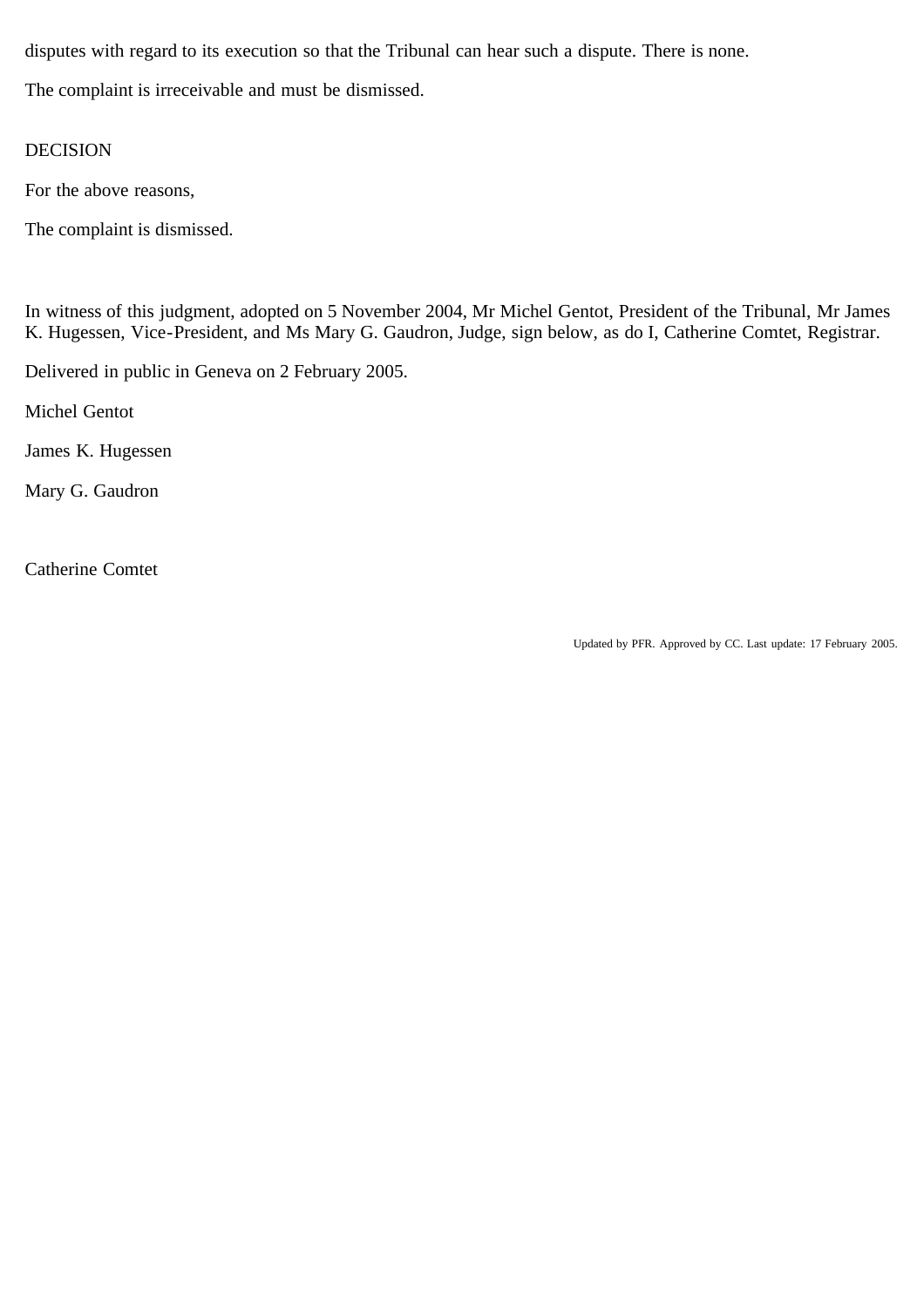disputes with regard to its execution so that the Tribunal can hear such a dispute. There is none.

The complaint is irreceivable and must be dismissed.

DECISION

For the above reasons,

The complaint is dismissed.

In witness of this judgment, adopted on 5 November 2004, Mr Michel Gentot, President of the Tribunal, Mr James K. Hugessen, Vice-President, and Ms Mary G. Gaudron, Judge, sign below, as do I, Catherine Comtet, Registrar.

Delivered in public in Geneva on 2 February 2005.

Michel Gentot

James K. Hugessen

Mary G. Gaudron

Catherine Comtet

Updated by PFR. Approved by CC. Last update: 17 February 2005.